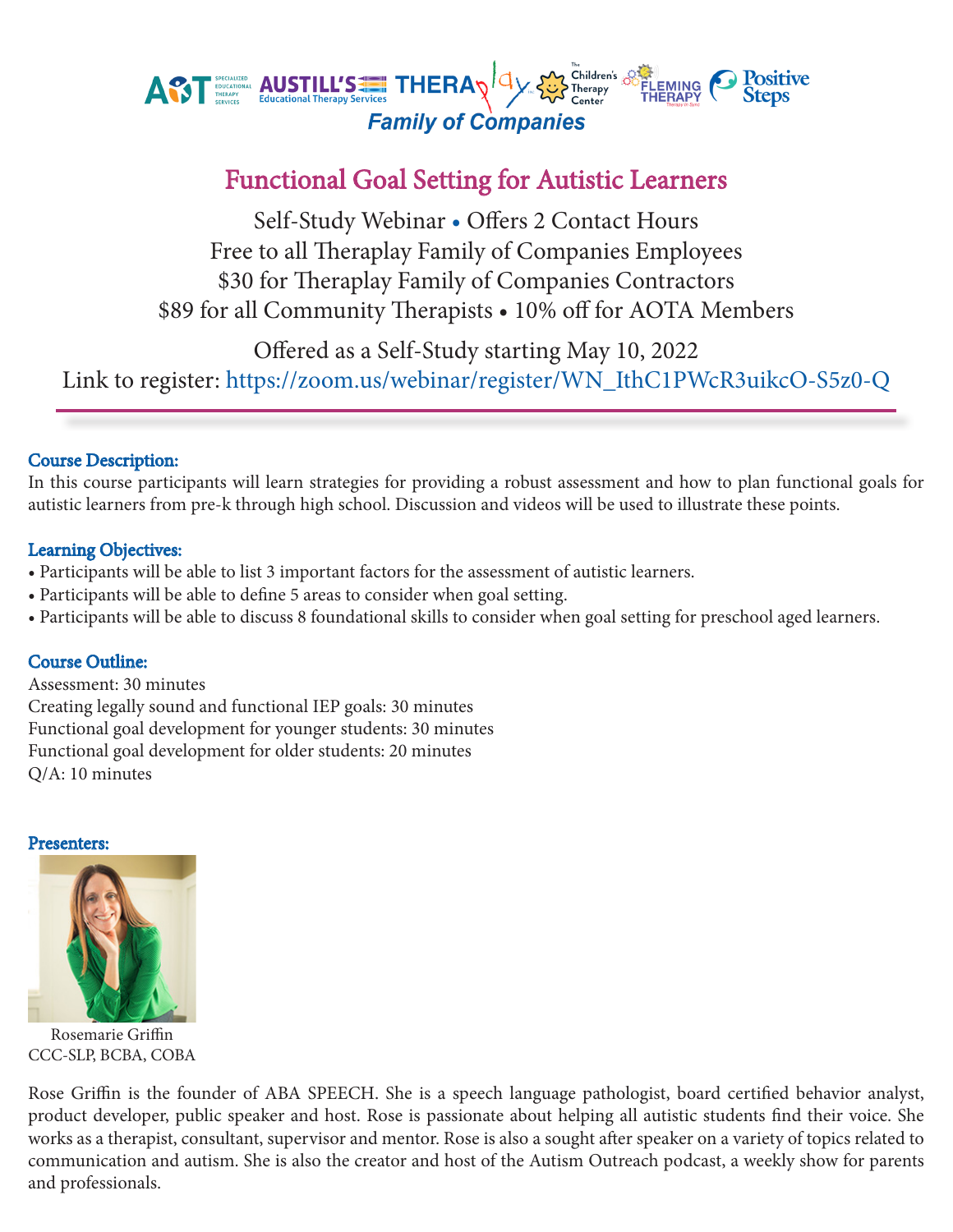AST Specialized Educational Therapy Services · Austill's Educational Therapy Services · Theraplay · The Children's Therapy Center · Fleming Therapy · Positive Steps

*Family of Companies*

# Functional Goal Setting for Autistic Learners

Self-Study Webinar • Offers 2 Contact Hours

Free to all Theraplay Family of Companies Employees

$30 for Theraplay Family of Companies Contractors

$89 for all Community Therapists • 10% off for AOTA Members

Offered as a Self-Study starting May 10, 2022

Link to register: https://zoom.us/webinar/register/WN_IthC1PWcR3uikcO-S5z0-Q

---

### Course Description:

In this course participants will learn strategies for providing a robust assessment and how to plan functional goals for autistic learners from pre-k through high school. Discussion and videos will be used to illustrate these points.

### Learning Objectives:

- Participants will be able to list 3 important factors for the assessment of autistic learners.
- Participants will be able to define 5 areas to consider when goal setting.
- Participants will be able to discuss 8 foundational skills to consider when goal setting for preschool aged learners.

### Course Outline:

Assessment: 30 minutes
Creating legally sound and functional IEP goals: 30 minutes
Functional goal development for younger students: 30 minutes
Functional goal development for older students: 20 minutes
Q/A: 10 minutes

### Presenters:

Rosemarie Griffin
CCC-SLP, BCBA, COBA

Rose Griffin is the founder of ABA SPEECH. She is a speech language pathologist, board certified behavior analyst, product developer, public speaker and host. Rose is passionate about helping all autistic students find their voice. She works as a therapist, consultant, supervisor and mentor. Rose is also a sought after speaker on a variety of topics related to communication and autism. She is also the creator and host of the Autism Outreach podcast, a weekly show for parents and professionals.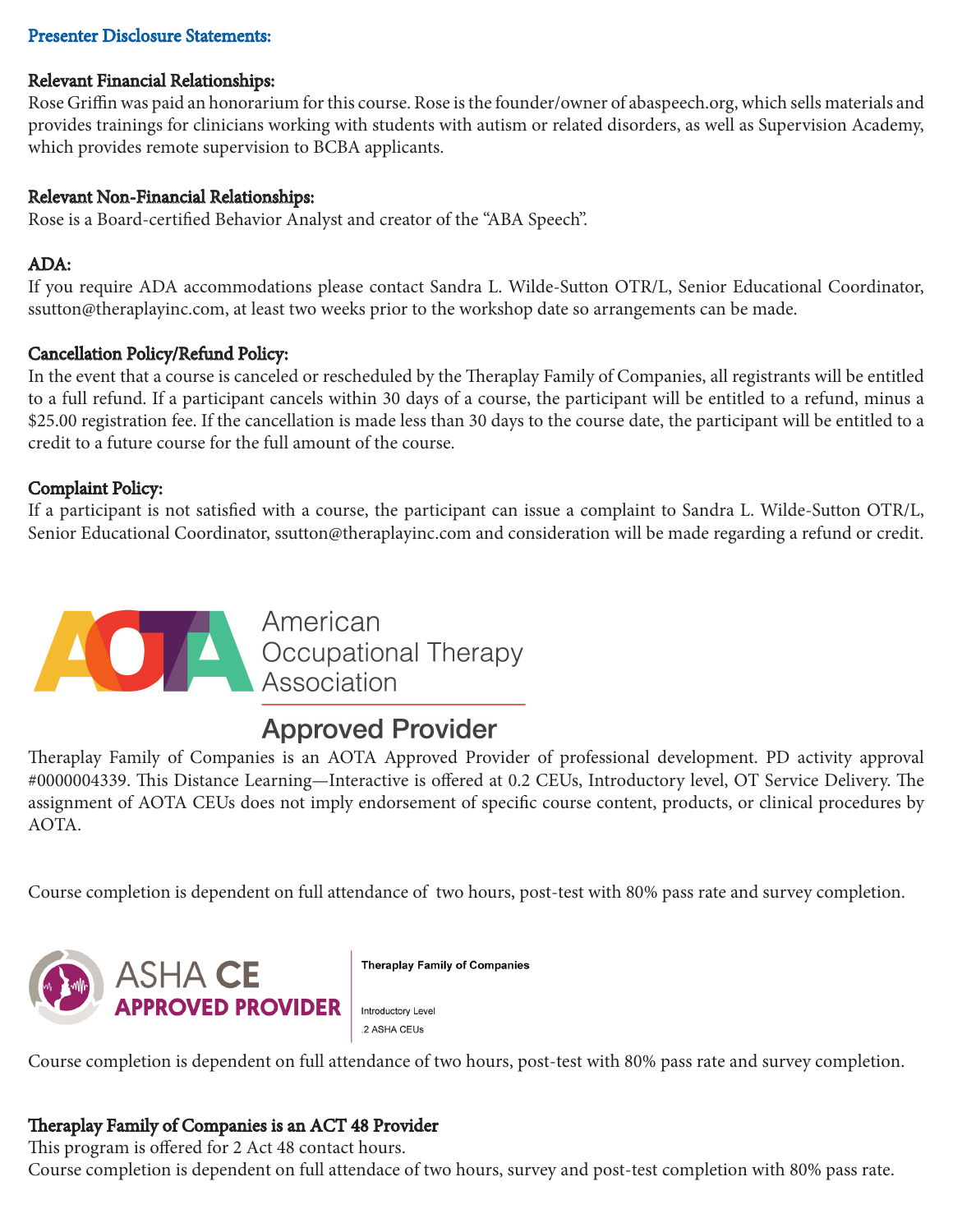## Presenter Disclosure Statements:

**Relevant Financial Relationships:**

Rose Griffin was paid an honorarium for this course. Rose is the founder/owner of abaspeech.org, which sells materials and provides trainings for clinicians working with students with autism or related disorders, as well as Supervision Academy, which provides remote supervision to BCBA applicants.

**Relevant Non-Financial Relationships:**

Rose is a Board-certified Behavior Analyst and creator of the "ABA Speech".

**ADA:**

If you require ADA accommodations please contact Sandra L. Wilde-Sutton OTR/L, Senior Educational Coordinator, ssutton@theraplayinc.com, at least two weeks prior to the workshop date so arrangements can be made.

**Cancellation Policy/Refund Policy:**

In the event that a course is canceled or rescheduled by the Theraplay Family of Companies, all registrants will be entitled to a full refund. If a participant cancels within 30 days of a course, the participant will be entitled to a refund, minus a $25.00 registration fee. If the cancellation is made less than 30 days to the course date, the participant will be entitled to a credit to a future course for the full amount of the course.

**Complaint Policy:**

If a participant is not satisfied with a course, the participant can issue a complaint to Sandra L. Wilde-Sutton OTR/L, Senior Educational Coordinator, ssutton@theraplayinc.com and consideration will be made regarding a refund or credit.

AOTA American Occupational Therapy Association

Approved Provider

Theraplay Family of Companies is an AOTA Approved Provider of professional development. PD activity approval #0000004339. This Distance Learning—Interactive is offered at 0.2 CEUs, Introductory level, OT Service Delivery. The assignment of AOTA CEUs does not imply endorsement of specific course content, products, or clinical procedures by AOTA.

Course completion is dependent on full attendance of two hours, post-test with 80% pass rate and survey completion.

ASHA CE APPROVED PROVIDER

Theraplay Family of Companies

Introductory Level

.2 ASHA CEUs

Course completion is dependent on full attendance of two hours, post-test with 80% pass rate and survey completion.

**Theraplay Family of Companies is an ACT 48 Provider**

This program is offered for 2 Act 48 contact hours.

Course completion is dependent on full attendace of two hours, survey and post-test completion with 80% pass rate.